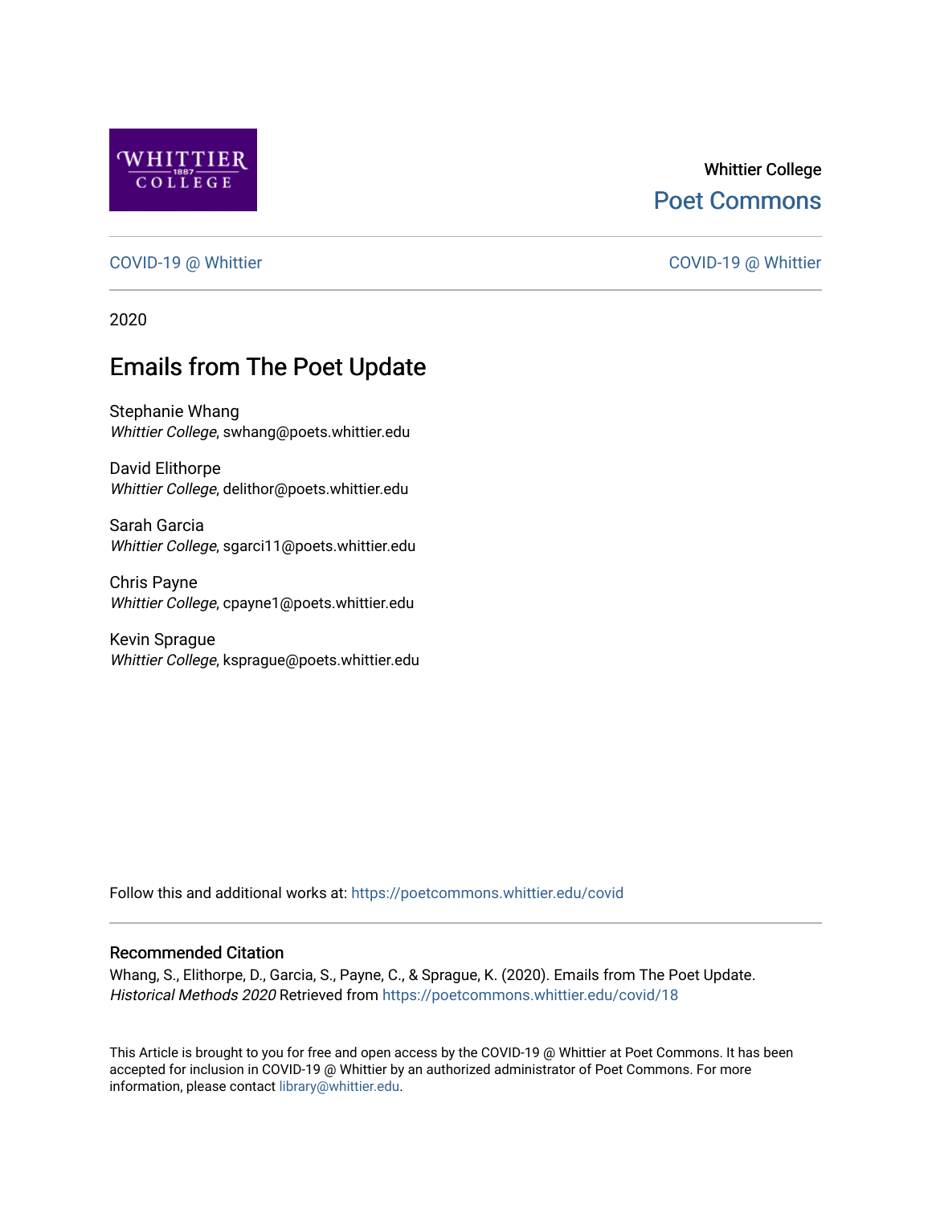WHITTIER 1887 COLLEGE

Whittier College

Poet Commons

COVID-19 @ Whittier

COVID-19 @ Whittier

2020

# Emails from The Poet Update

Stephanie Whang
*Whittier College*, swhang@poets.whittier.edu

David Elithorpe
*Whittier College*, delithor@poets.whittier.edu

Sarah Garcia
*Whittier College*, sgarci11@poets.whittier.edu

Chris Payne
*Whittier College*, cpayne1@poets.whittier.edu

Kevin Sprague
*Whittier College*, ksprague@poets.whittier.edu

Follow this and additional works at: https://poetcommons.whittier.edu/covid

## Recommended Citation

Whang, S., Elithorpe, D., Garcia, S., Payne, C., & Sprague, K. (2020). Emails from The Poet Update. *Historical Methods 2020* Retrieved from https://poetcommons.whittier.edu/covid/18

This Article is brought to you for free and open access by the COVID-19 @ Whittier at Poet Commons. It has been accepted for inclusion in COVID-19 @ Whittier by an authorized administrator of Poet Commons. For more information, please contact library@whittier.edu.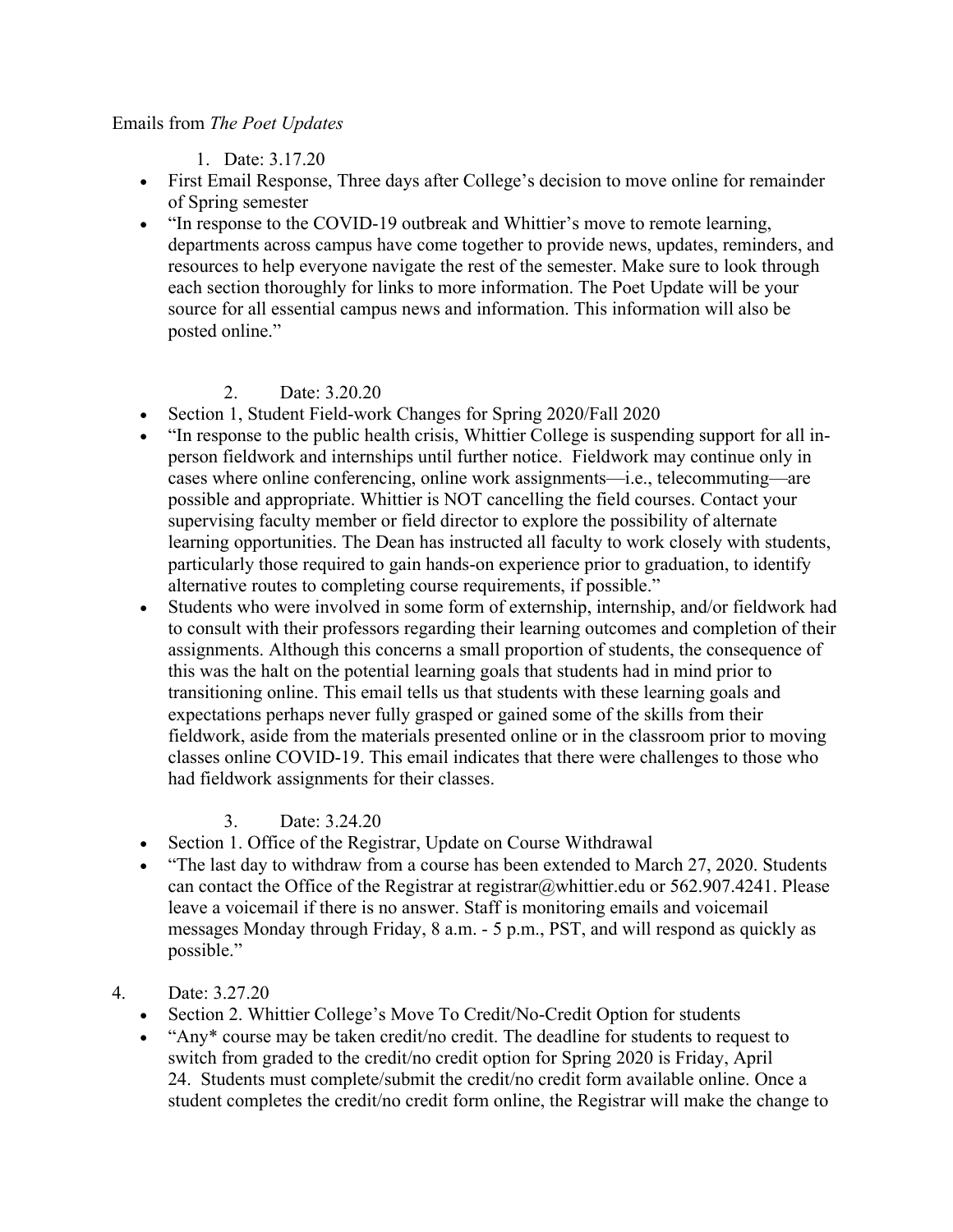Emails from *The Poet Updates*

1. Date: 3.17.20

- First Email Response, Three days after College's decision to move online for remainder of Spring semester
- "In response to the COVID-19 outbreak and Whittier's move to remote learning, departments across campus have come together to provide news, updates, reminders, and resources to help everyone navigate the rest of the semester. Make sure to look through each section thoroughly for links to more information. The Poet Update will be your source for all essential campus news and information. This information will also be posted online."

2. Date: 3.20.20

- Section 1, Student Field-work Changes for Spring 2020/Fall 2020
- "In response to the public health crisis, Whittier College is suspending support for all in-person fieldwork and internships until further notice. Fieldwork may continue only in cases where online conferencing, online work assignments—i.e., telecommuting—are possible and appropriate. Whittier is NOT cancelling the field courses. Contact your supervising faculty member or field director to explore the possibility of alternate learning opportunities. The Dean has instructed all faculty to work closely with students, particularly those required to gain hands-on experience prior to graduation, to identify alternative routes to completing course requirements, if possible."
- Students who were involved in some form of externship, internship, and/or fieldwork had to consult with their professors regarding their learning outcomes and completion of their assignments. Although this concerns a small proportion of students, the consequence of this was the halt on the potential learning goals that students had in mind prior to transitioning online. This email tells us that students with these learning goals and expectations perhaps never fully grasped or gained some of the skills from their fieldwork, aside from the materials presented online or in the classroom prior to moving classes online COVID-19. This email indicates that there were challenges to those who had fieldwork assignments for their classes.

3. Date: 3.24.20

- Section 1. Office of the Registrar, Update on Course Withdrawal
- "The last day to withdraw from a course has been extended to March 27, 2020. Students can contact the Office of the Registrar at registrar@whittier.edu or 562.907.4241. Please leave a voicemail if there is no answer. Staff is monitoring emails and voicemail messages Monday through Friday, 8 a.m. - 5 p.m., PST, and will respond as quickly as possible."

4. Date: 3.27.20

- Section 2. Whittier College's Move To Credit/No-Credit Option for students
- "Any* course may be taken credit/no credit. The deadline for students to request to switch from graded to the credit/no credit option for Spring 2020 is Friday, April 24. Students must complete/submit the credit/no credit form available online. Once a student completes the credit/no credit form online, the Registrar will make the change to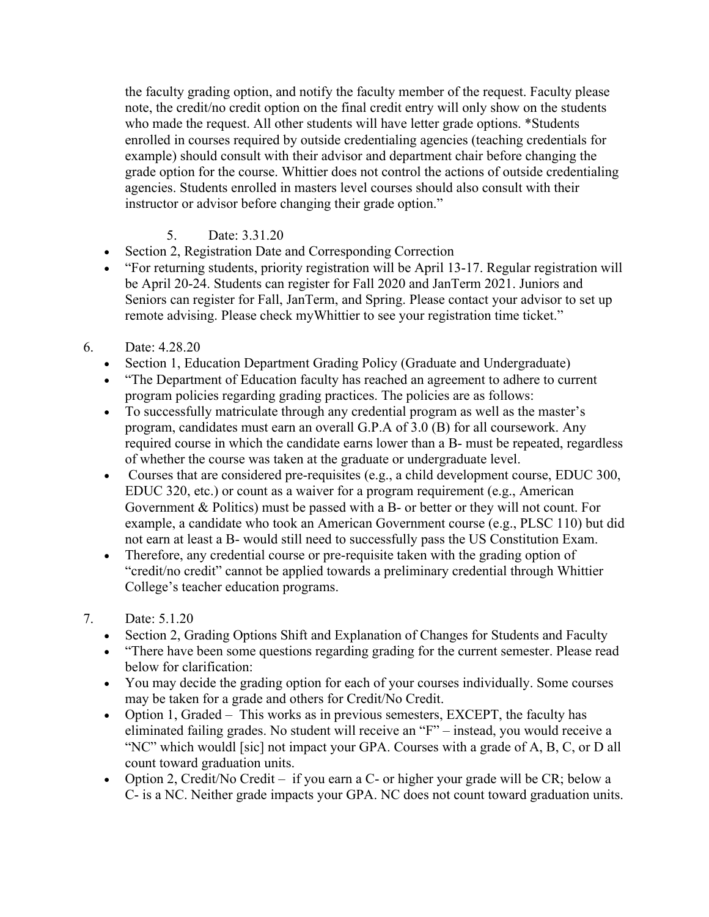the faculty grading option, and notify the faculty member of the request. Faculty please note, the credit/no credit option on the final credit entry will only show on the students who made the request. All other students will have letter grade options. *Students enrolled in courses required by outside credentialing agencies (teaching credentials for example) should consult with their advisor and department chair before changing the grade option for the course. Whittier does not control the actions of outside credentialing agencies. Students enrolled in masters level courses should also consult with their instructor or advisor before changing their grade option."

5. Date: 3.31.20
   - Section 2, Registration Date and Corresponding Correction
   - "For returning students, priority registration will be April 13-17. Regular registration will be April 20-24. Students can register for Fall 2020 and JanTerm 2021. Juniors and Seniors can register for Fall, JanTerm, and Spring. Please contact your advisor to set up remote advising. Please check myWhittier to see your registration time ticket."

6. Date: 4.28.20
   - Section 1, Education Department Grading Policy (Graduate and Undergraduate)
   - "The Department of Education faculty has reached an agreement to adhere to current program policies regarding grading practices. The policies are as follows:
   - To successfully matriculate through any credential program as well as the master's program, candidates must earn an overall G.P.A of 3.0 (B) for all coursework. Any required course in which the candidate earns lower than a B- must be repeated, regardless of whether the course was taken at the graduate or undergraduate level.
   - Courses that are considered pre-requisites (e.g., a child development course, EDUC 300, EDUC 320, etc.) or count as a waiver for a program requirement (e.g., American Government & Politics) must be passed with a B- or better or they will not count. For example, a candidate who took an American Government course (e.g., PLSC 110) but did not earn at least a B- would still need to successfully pass the US Constitution Exam.
   - Therefore, any credential course or pre-requisite taken with the grading option of "credit/no credit" cannot be applied towards a preliminary credential through Whittier College's teacher education programs.

7. Date: 5.1.20
   - Section 2, Grading Options Shift and Explanation of Changes for Students and Faculty
   - "There have been some questions regarding grading for the current semester. Please read below for clarification:
   - You may decide the grading option for each of your courses individually. Some courses may be taken for a grade and others for Credit/No Credit.
   - Option 1, Graded – This works as in previous semesters, EXCEPT, the faculty has eliminated failing grades. No student will receive an "F" – instead, you would receive a "NC" which wouldl [sic] not impact your GPA. Courses with a grade of A, B, C, or D all count toward graduation units.
   - Option 2, Credit/No Credit – if you earn a C- or higher your grade will be CR; below a C- is a NC. Neither grade impacts your GPA. NC does not count toward graduation units.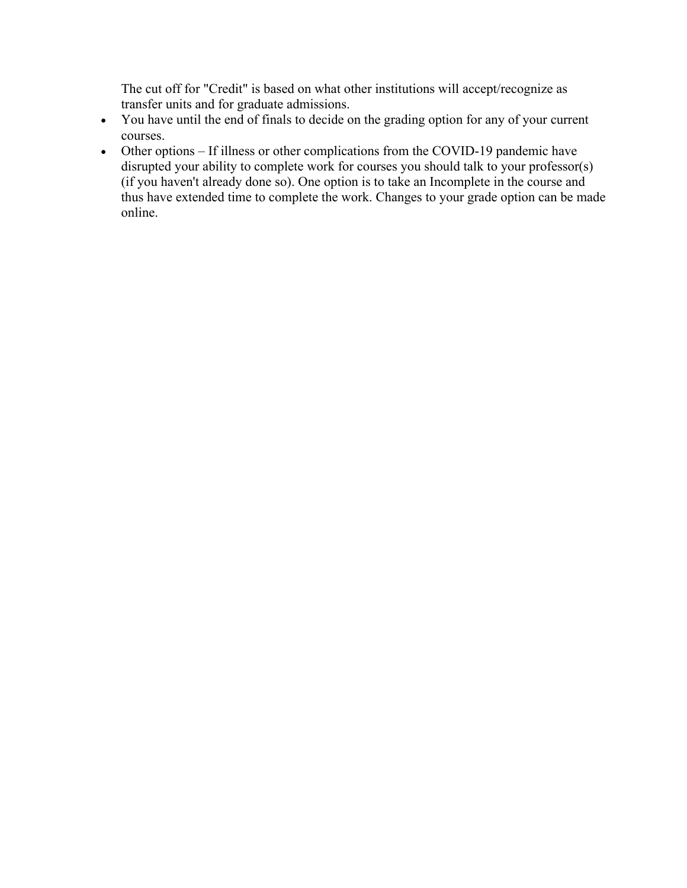The cut off for "Credit" is based on what other institutions will accept/recognize as transfer units and for graduate admissions.

- You have until the end of finals to decide on the grading option for any of your current courses.
- Other options – If illness or other complications from the COVID-19 pandemic have disrupted your ability to complete work for courses you should talk to your professor(s) (if you haven't already done so). One option is to take an Incomplete in the course and thus have extended time to complete the work. Changes to your grade option can be made online.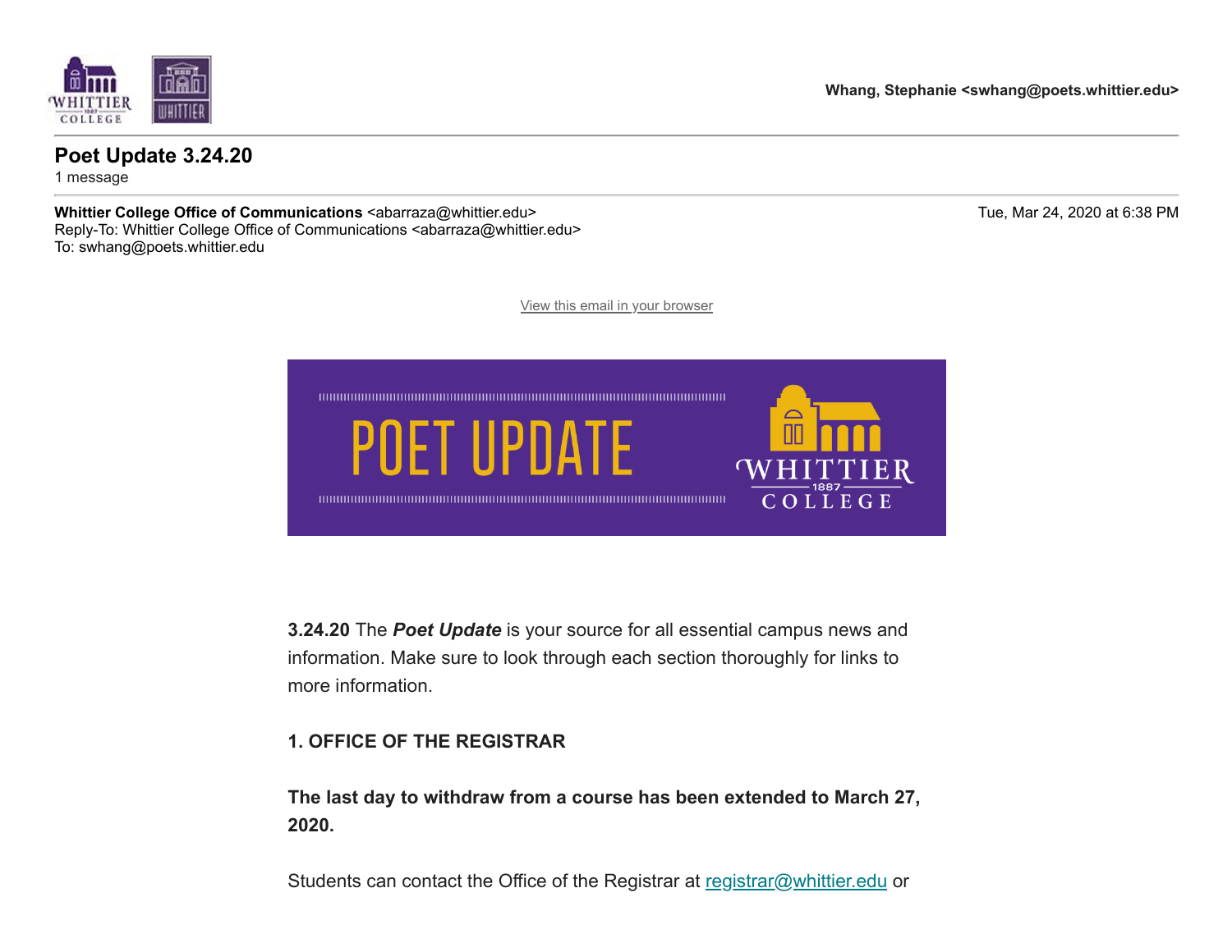Whang, Stephanie <swhang@poets.whittier.edu>

# Poet Update 3.24.20

1 message

**Whittier College Office of Communications** <abarraza@whittier.edu>
Reply-To: Whittier College Office of Communications <abarraza@whittier.edu>
To: swhang@poets.whittier.edu

Tue, Mar 24, 2020 at 6:38 PM

View this email in your browser

POET UPDATE

WHITTIER 1887 COLLEGE

**3.24.20** The ***Poet Update*** is your source for all essential campus news and information. Make sure to look through each section thoroughly for links to more information.

**1. OFFICE OF THE REGISTRAR**

**The last day to withdraw from a course has been extended to March 27, 2020.**

Students can contact the Office of the Registrar at registrar@whittier.edu or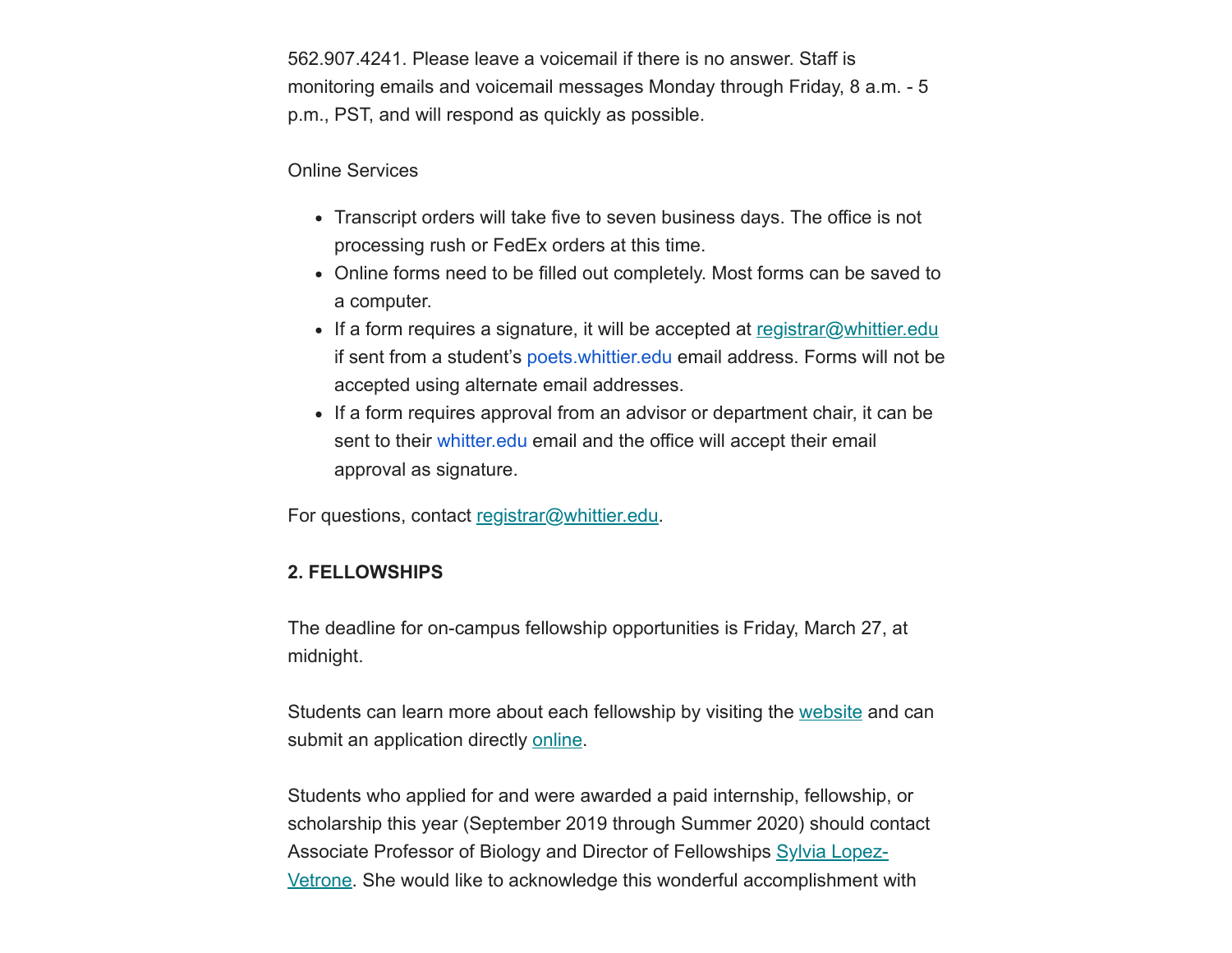562.907.4241. Please leave a voicemail if there is no answer. Staff is monitoring emails and voicemail messages Monday through Friday, 8 a.m. - 5 p.m., PST, and will respond as quickly as possible.

Online Services

- Transcript orders will take five to seven business days. The office is not processing rush or FedEx orders at this time.
- Online forms need to be filled out completely. Most forms can be saved to a computer.
- If a form requires a signature, it will be accepted at registrar@whittier.edu if sent from a student's poets.whittier.edu email address. Forms will not be accepted using alternate email addresses.
- If a form requires approval from an advisor or department chair, it can be sent to their whitter.edu email and the office will accept their email approval as signature.

For questions, contact registrar@whittier.edu.

**2. FELLOWSHIPS**

The deadline for on-campus fellowship opportunities is Friday, March 27, at midnight.

Students can learn more about each fellowship by visiting the website and can submit an application directly online.

Students who applied for and were awarded a paid internship, fellowship, or scholarship this year (September 2019 through Summer 2020) should contact Associate Professor of Biology and Director of Fellowships Sylvia Lopez-Vetrone. She would like to acknowledge this wonderful accomplishment with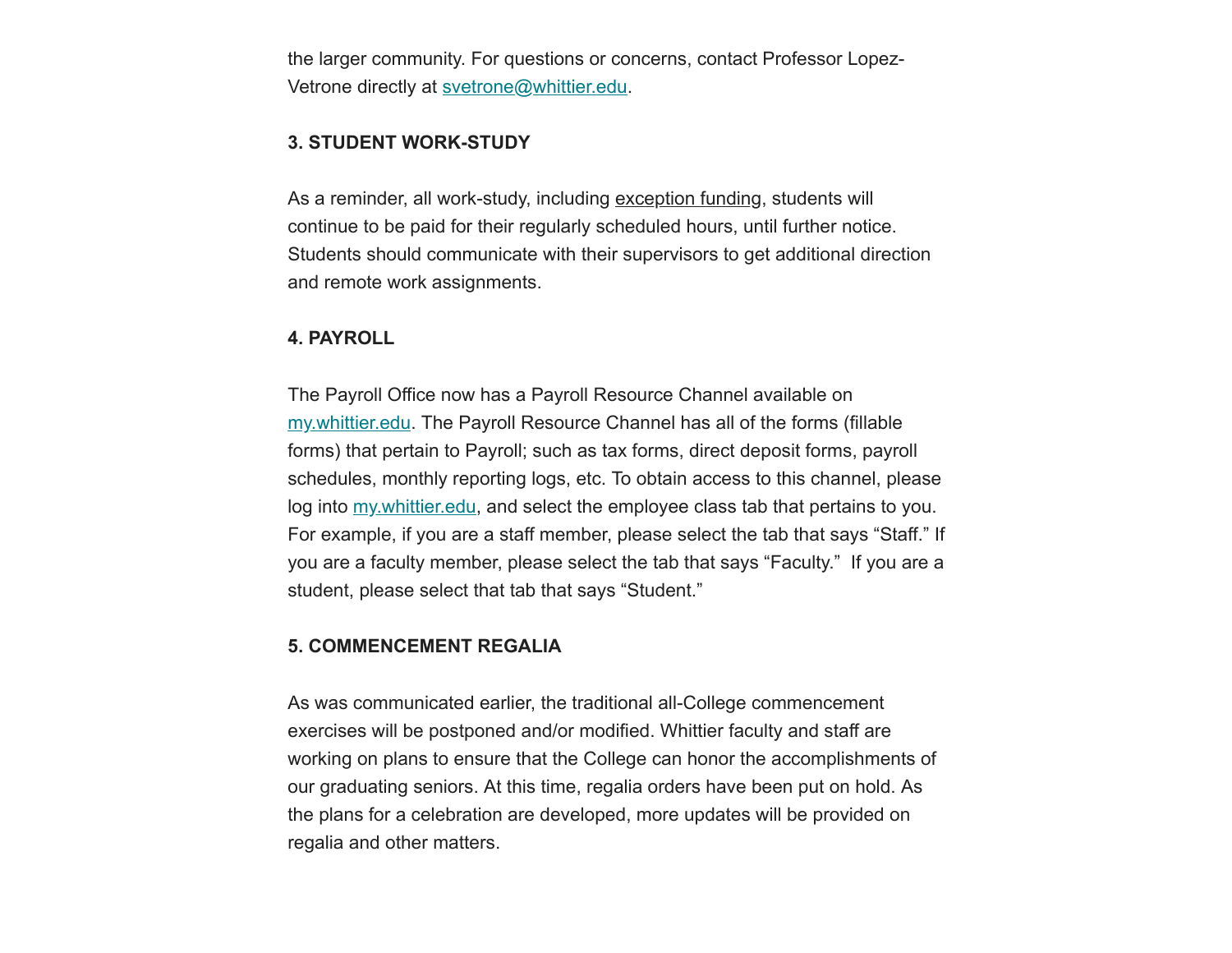the larger community. For questions or concerns, contact Professor Lopez-Vetrone directly at [svetrone@whittier.edu](mailto:svetrone@whittier.edu).

**3. STUDENT WORK-STUDY**

As a reminder, all work-study, including exception funding, students will continue to be paid for their regularly scheduled hours, until further notice. Students should communicate with their supervisors to get additional direction and remote work assignments.

**4. PAYROLL**

The Payroll Office now has a Payroll Resource Channel available on [my.whittier.edu](https://my.whittier.edu). The Payroll Resource Channel has all of the forms (fillable forms) that pertain to Payroll; such as tax forms, direct deposit forms, payroll schedules, monthly reporting logs, etc. To obtain access to this channel, please log into [my.whittier.edu](https://my.whittier.edu), and select the employee class tab that pertains to you. For example, if you are a staff member, please select the tab that says "Staff." If you are a faculty member, please select the tab that says "Faculty." If you are a student, please select that tab that says "Student."

**5. COMMENCEMENT REGALIA**

As was communicated earlier, the traditional all-College commencement exercises will be postponed and/or modified. Whittier faculty and staff are working on plans to ensure that the College can honor the accomplishments of our graduating seniors. At this time, regalia orders have been put on hold. As the plans for a celebration are developed, more updates will be provided on regalia and other matters.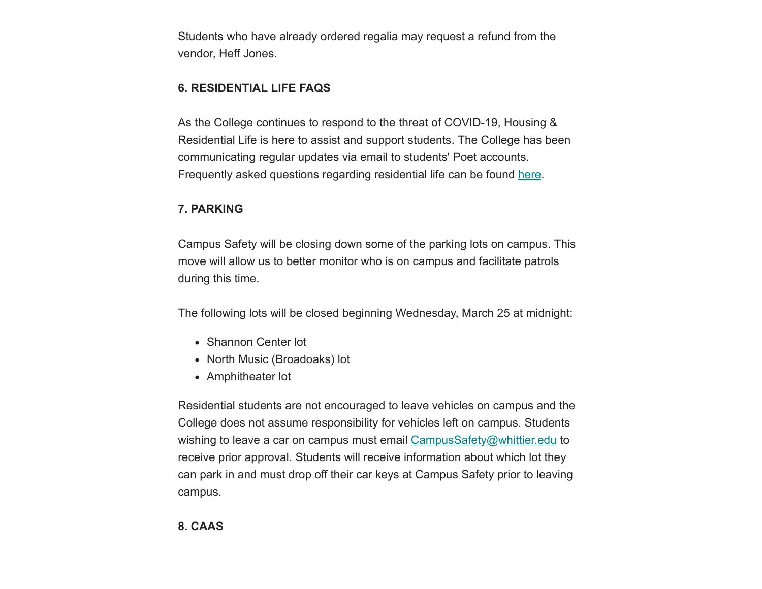Students who have already ordered regalia may request a refund from the vendor, Heff Jones.

**6. RESIDENTIAL LIFE FAQS**

As the College continues to respond to the threat of COVID-19, Housing & Residential Life is here to assist and support students. The College has been communicating regular updates via email to students' Poet accounts. Frequently asked questions regarding residential life can be found here.

**7. PARKING**

Campus Safety will be closing down some of the parking lots on campus. This move will allow us to better monitor who is on campus and facilitate patrols during this time.

The following lots will be closed beginning Wednesday, March 25 at midnight:

- Shannon Center lot
- North Music (Broadoaks) lot
- Amphitheater lot

Residential students are not encouraged to leave vehicles on campus and the College does not assume responsibility for vehicles left on campus. Students wishing to leave a car on campus must email CampusSafety@whittier.edu to receive prior approval. Students will receive information about which lot they can park in and must drop off their car keys at Campus Safety prior to leaving campus.

**8. CAAS**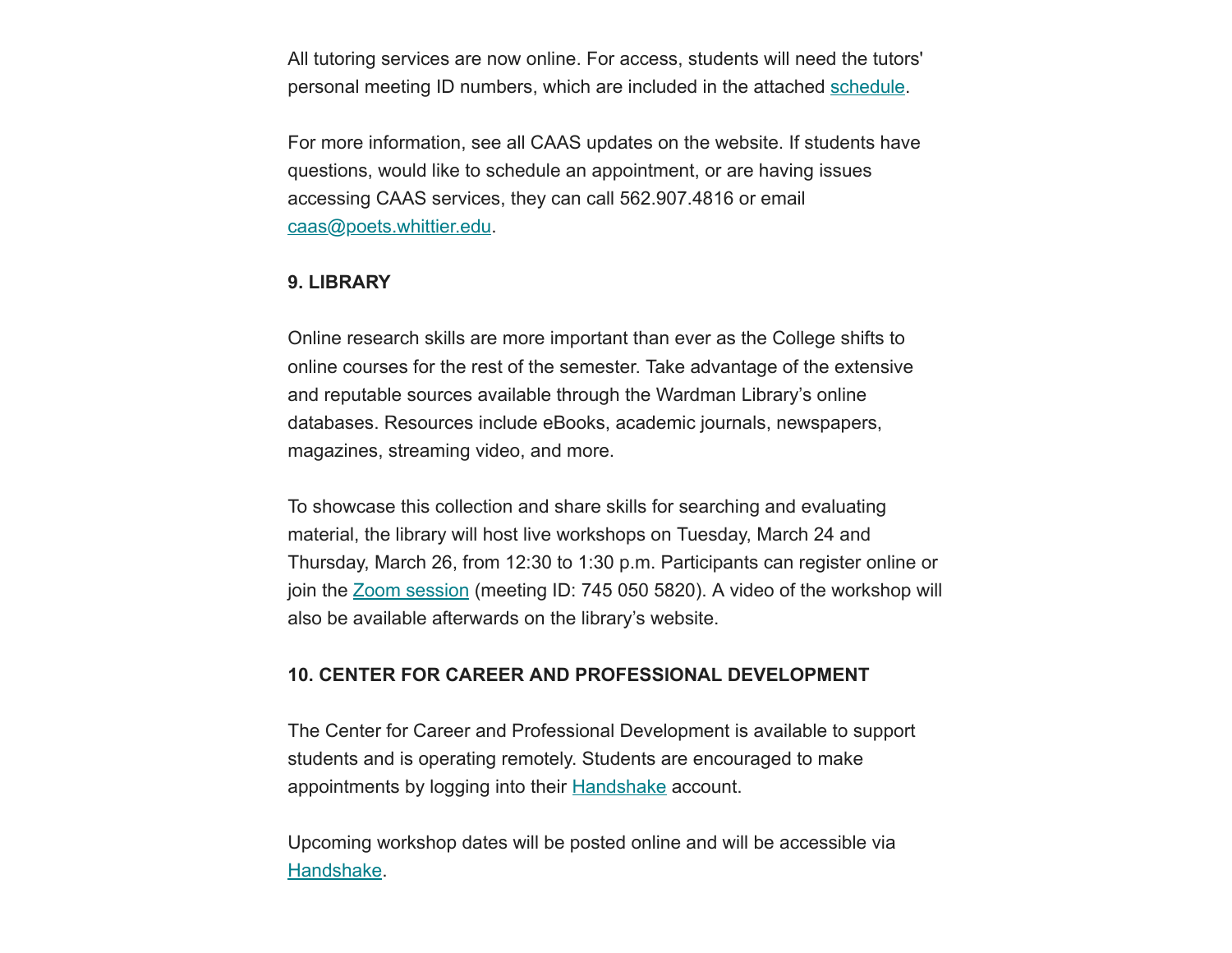All tutoring services are now online. For access, students will need the tutors' personal meeting ID numbers, which are included in the attached schedule.

For more information, see all CAAS updates on the website. If students have questions, would like to schedule an appointment, or are having issues accessing CAAS services, they can call 562.907.4816 or email caas@poets.whittier.edu.

**9. LIBRARY**

Online research skills are more important than ever as the College shifts to online courses for the rest of the semester. Take advantage of the extensive and reputable sources available through the Wardman Library's online databases. Resources include eBooks, academic journals, newspapers, magazines, streaming video, and more.

To showcase this collection and share skills for searching and evaluating material, the library will host live workshops on Tuesday, March 24 and Thursday, March 26, from 12:30 to 1:30 p.m. Participants can register online or join the Zoom session (meeting ID: 745 050 5820). A video of the workshop will also be available afterwards on the library's website.

**10. CENTER FOR CAREER AND PROFESSIONAL DEVELOPMENT**

The Center for Career and Professional Development is available to support students and is operating remotely. Students are encouraged to make appointments by logging into their Handshake account.

Upcoming workshop dates will be posted online and will be accessible via Handshake.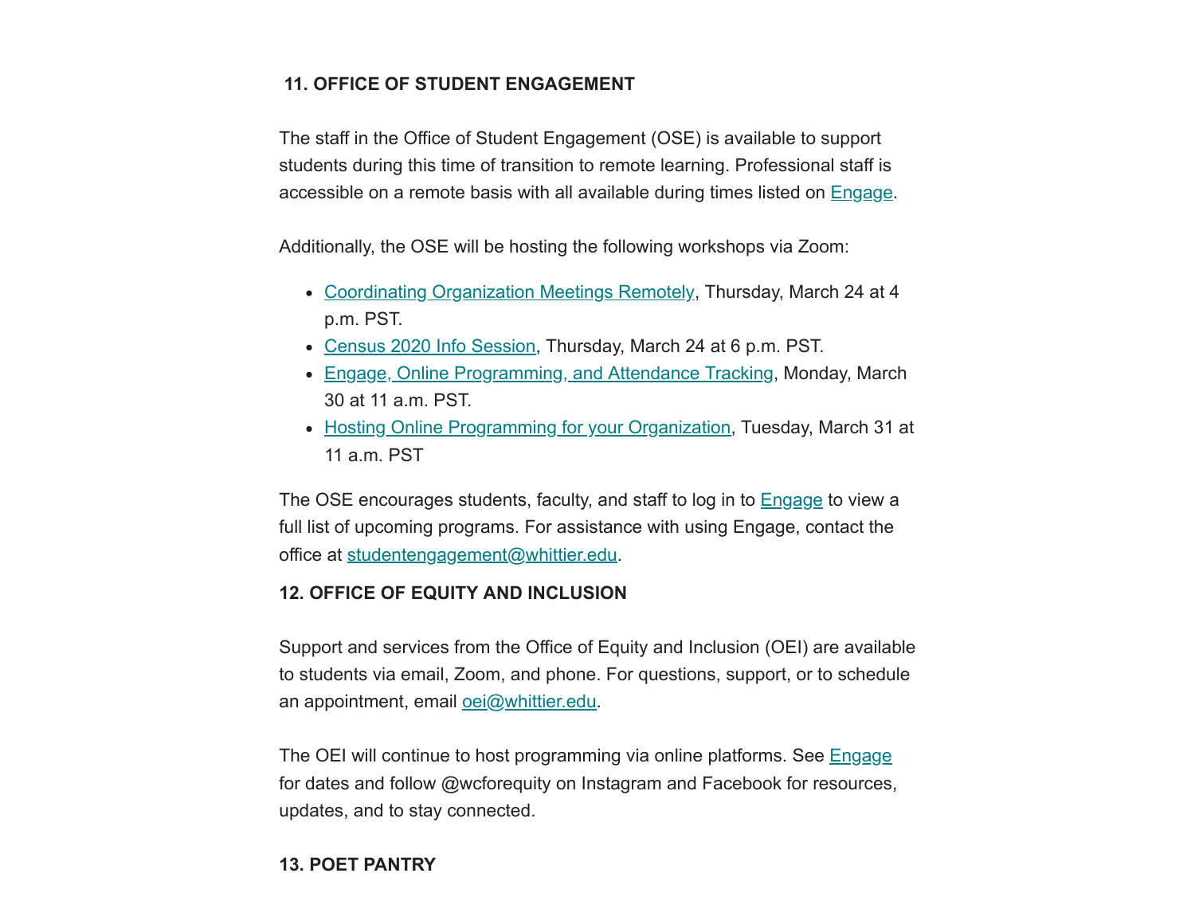**11. OFFICE OF STUDENT ENGAGEMENT**

The staff in the Office of Student Engagement (OSE) is available to support students during this time of transition to remote learning. Professional staff is accessible on a remote basis with all available during times listed on Engage.

Additionally, the OSE will be hosting the following workshops via Zoom:

- Coordinating Organization Meetings Remotely, Thursday, March 24 at 4 p.m. PST.
- Census 2020 Info Session, Thursday, March 24 at 6 p.m. PST.
- Engage, Online Programming, and Attendance Tracking, Monday, March 30 at 11 a.m. PST.
- Hosting Online Programming for your Organization, Tuesday, March 31 at 11 a.m. PST

The OSE encourages students, faculty, and staff to log in to Engage to view a full list of upcoming programs. For assistance with using Engage, contact the office at studentengagement@whittier.edu.

**12. OFFICE OF EQUITY AND INCLUSION**

Support and services from the Office of Equity and Inclusion (OEI) are available to students via email, Zoom, and phone. For questions, support, or to schedule an appointment, email oei@whittier.edu.

The OEI will continue to host programming via online platforms. See Engage for dates and follow @wcforequity on Instagram and Facebook for resources, updates, and to stay connected.

**13. POET PANTRY**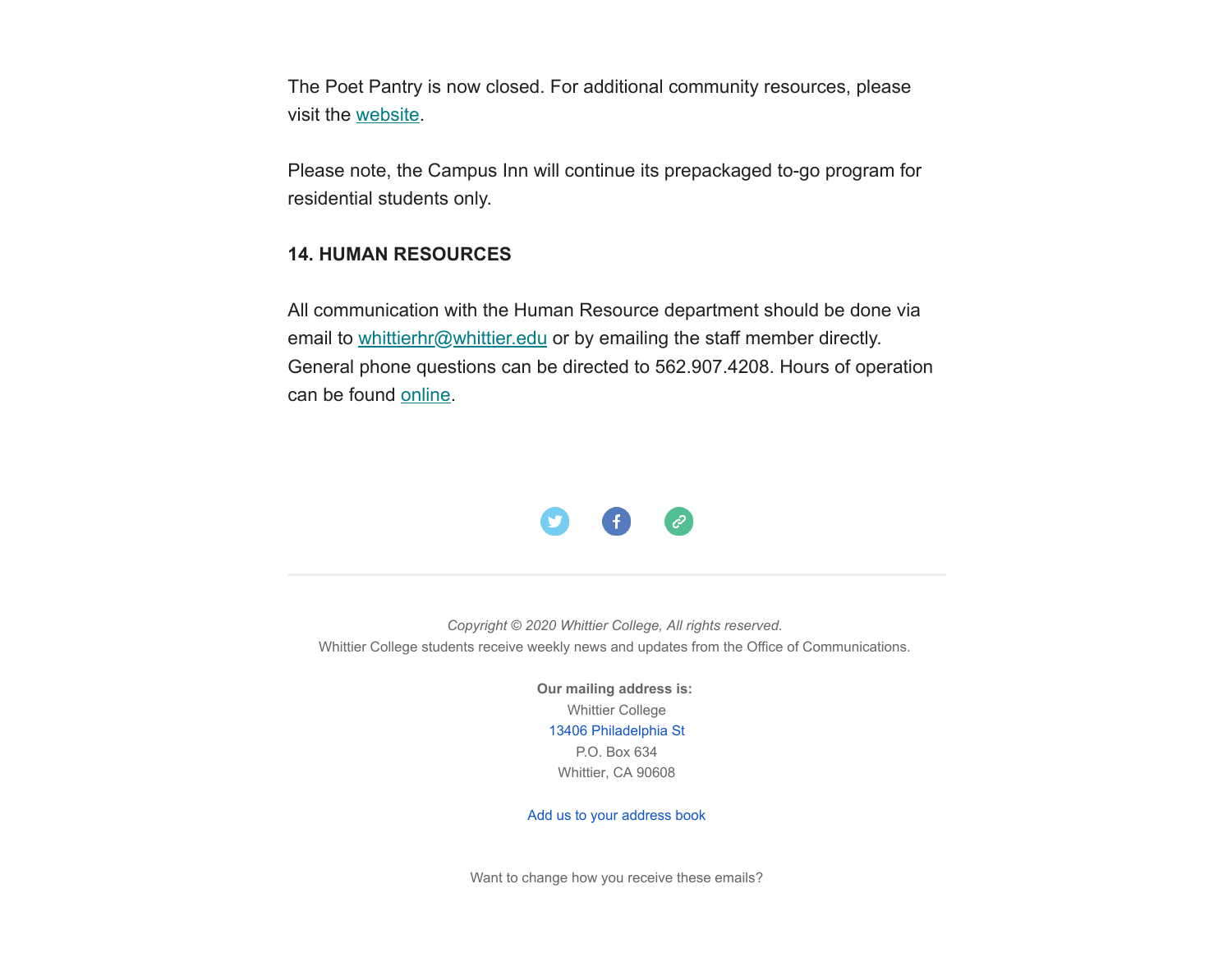The Poet Pantry is now closed. For additional community resources, please visit the website.

Please note, the Campus Inn will continue its prepackaged to-go program for residential students only.

### 14. HUMAN RESOURCES

All communication with the Human Resource department should be done via email to whittierhr@whittier.edu or by emailing the staff member directly. General phone questions can be directed to 562.907.4208. Hours of operation can be found online.

---

*Copyright © 2020 Whittier College, All rights reserved.*
Whittier College students receive weekly news and updates from the Office of Communications.

**Our mailing address is:**
Whittier College
13406 Philadelphia St
P.O. Box 634
Whittier, CA 90608

Add us to your address book

Want to change how you receive these emails?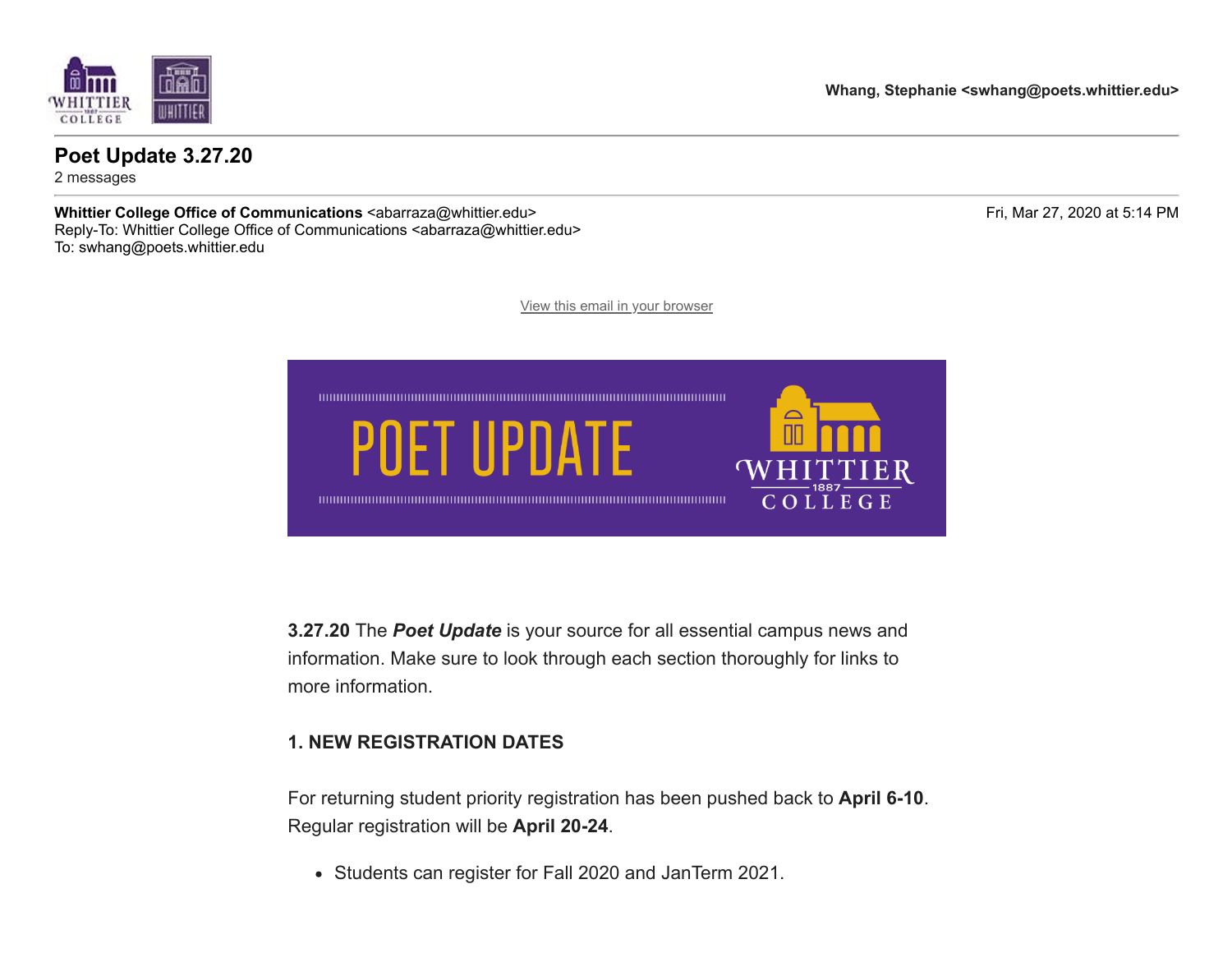Whang, Stephanie <swhang@poets.whittier.edu>

# Poet Update 3.27.20

2 messages

**Whittier College Office of Communications** <abarraza@whittier.edu>
Reply-To: Whittier College Office of Communications <abarraza@whittier.edu>
To: swhang@poets.whittier.edu

Fri, Mar 27, 2020 at 5:14 PM

View this email in your browser

POET UPDATE

WHITTIER 1887 COLLEGE

**3.27.20** The ***Poet Update*** is your source for all essential campus news and information. Make sure to look through each section thoroughly for links to more information.

### 1. NEW REGISTRATION DATES

For returning student priority registration has been pushed back to **April 6-10**. Regular registration will be **April 20-24**.

- Students can register for Fall 2020 and JanTerm 2021.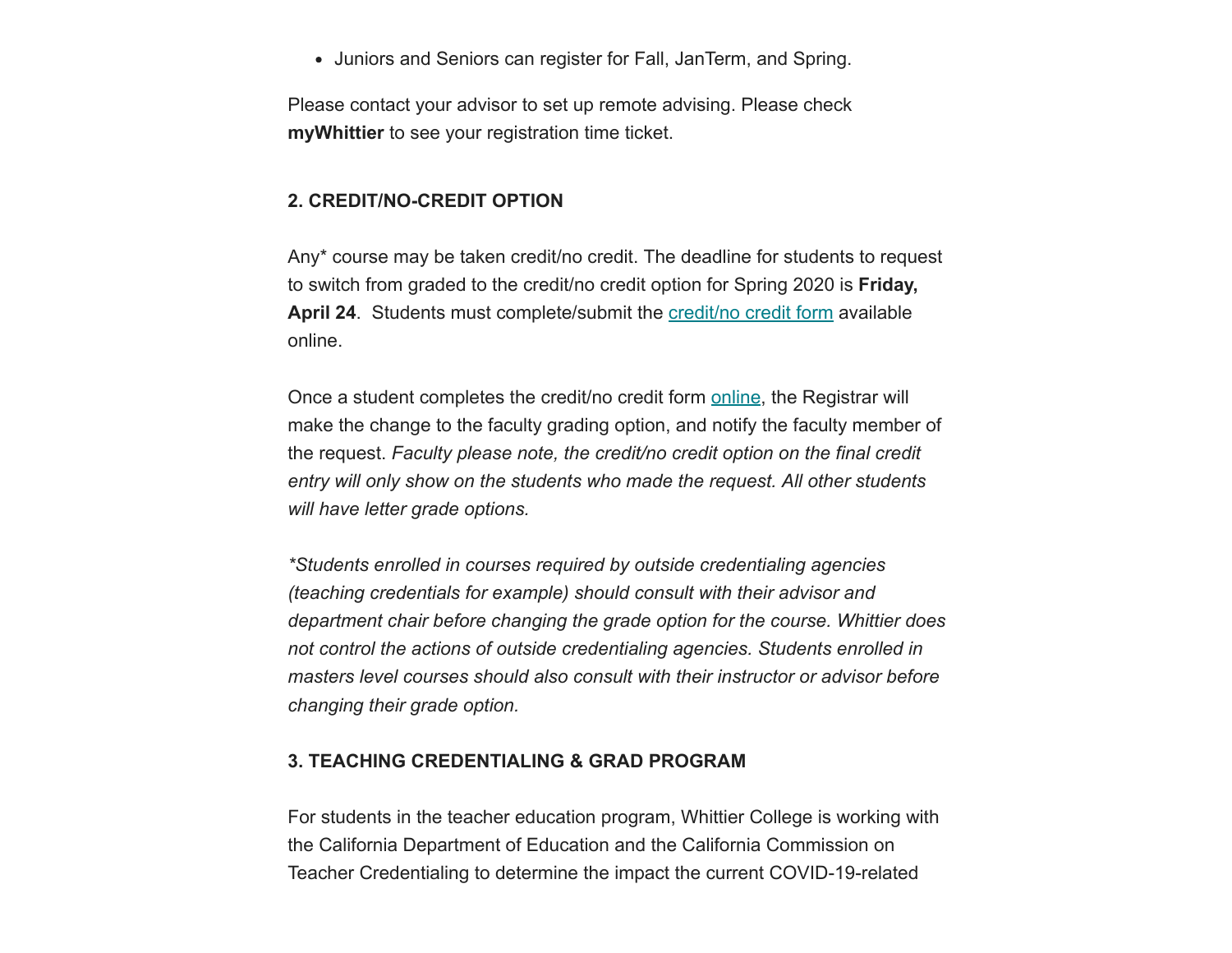- Juniors and Seniors can register for Fall, JanTerm, and Spring.

Please contact your advisor to set up remote advising. Please check **myWhittier** to see your registration time ticket.

**2. CREDIT/NO-CREDIT OPTION**

Any* course may be taken credit/no credit. The deadline for students to request to switch from graded to the credit/no credit option for Spring 2020 is **Friday, April 24**. Students must complete/submit the credit/no credit form available online.

Once a student completes the credit/no credit form online, the Registrar will make the change to the faculty grading option, and notify the faculty member of the request. *Faculty please note, the credit/no credit option on the final credit entry will only show on the students who made the request. All other students will have letter grade options.*

**Students enrolled in courses required by outside credentialing agencies (teaching credentials for example) should consult with their advisor and department chair before changing the grade option for the course. Whittier does not control the actions of outside credentialing agencies. Students enrolled in masters level courses should also consult with their instructor or advisor before changing their grade option.*

**3. TEACHING CREDENTIALING & GRAD PROGRAM**

For students in the teacher education program, Whittier College is working with the California Department of Education and the California Commission on Teacher Credentialing to determine the impact the current COVID-19-related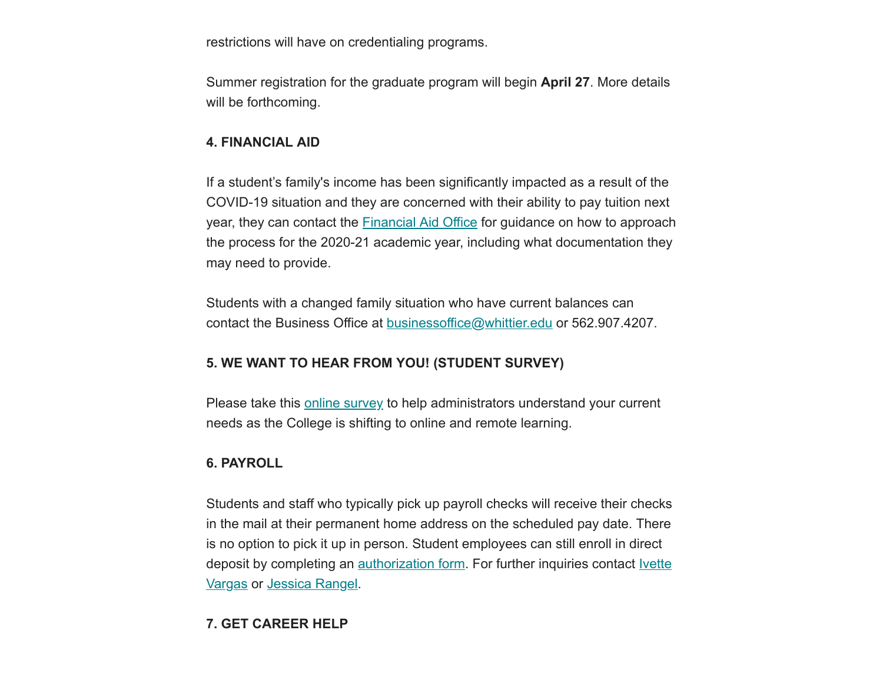restrictions will have on credentialing programs.

Summer registration for the graduate program will begin **April 27**. More details will be forthcoming.

**4. FINANCIAL AID**

If a student's family's income has been significantly impacted as a result of the COVID-19 situation and they are concerned with their ability to pay tuition next year, they can contact the Financial Aid Office for guidance on how to approach the process for the 2020-21 academic year, including what documentation they may need to provide.

Students with a changed family situation who have current balances can contact the Business Office at businessoffice@whittier.edu or 562.907.4207.

**5. WE WANT TO HEAR FROM YOU! (STUDENT SURVEY)**

Please take this online survey to help administrators understand your current needs as the College is shifting to online and remote learning.

**6. PAYROLL**

Students and staff who typically pick up payroll checks will receive their checks in the mail at their permanent home address on the scheduled pay date. There is no option to pick it up in person. Student employees can still enroll in direct deposit by completing an authorization form. For further inquiries contact Ivette Vargas or Jessica Rangel.

**7. GET CAREER HELP**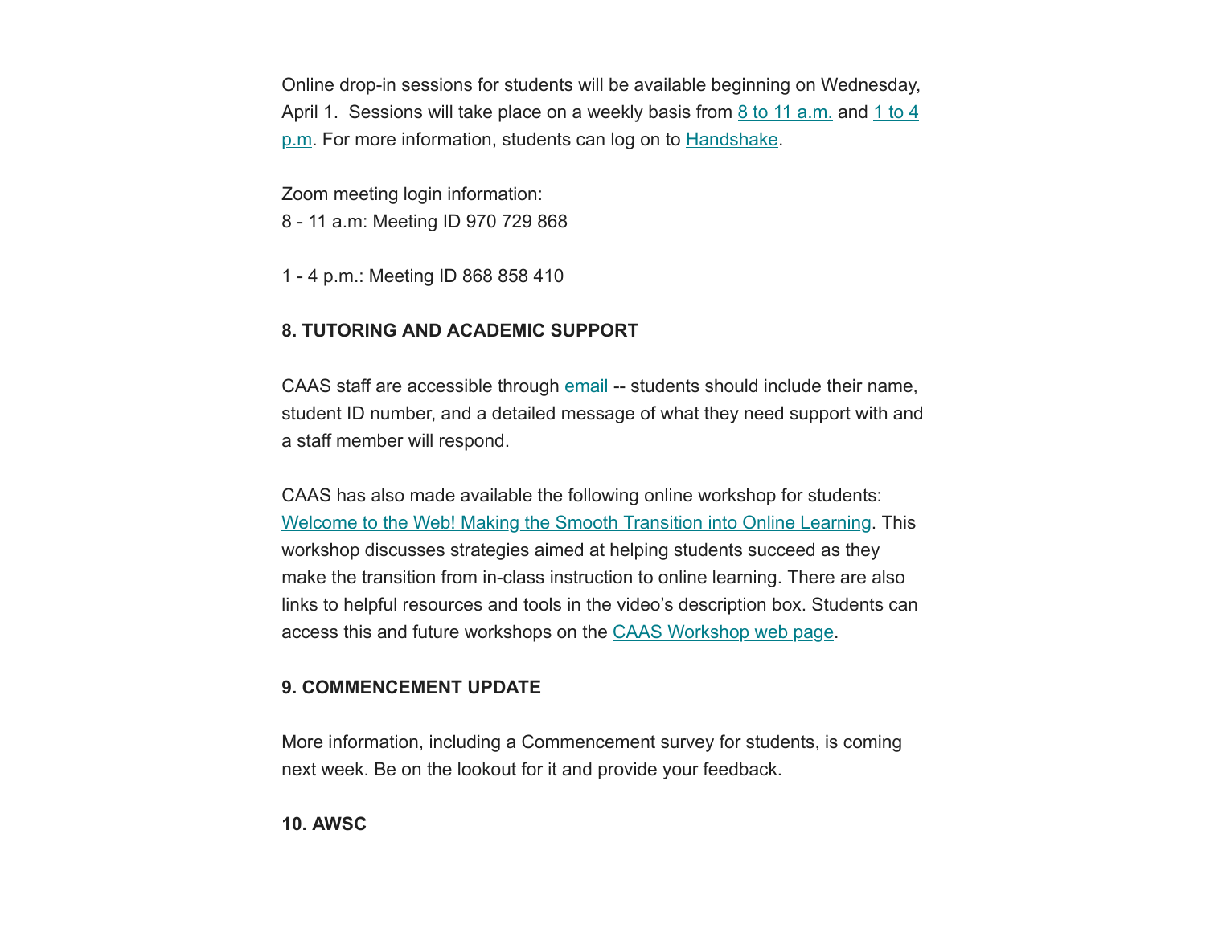Online drop-in sessions for students will be available beginning on Wednesday, April 1. Sessions will take place on a weekly basis from 8 to 11 a.m. and 1 to 4 p.m. For more information, students can log on to Handshake.

Zoom meeting login information:
8 - 11 a.m: Meeting ID 970 729 868

1 - 4 p.m.: Meeting ID 868 858 410

**8. TUTORING AND ACADEMIC SUPPORT**

CAAS staff are accessible through email -- students should include their name, student ID number, and a detailed message of what they need support with and a staff member will respond.

CAAS has also made available the following online workshop for students: Welcome to the Web! Making the Smooth Transition into Online Learning. This workshop discusses strategies aimed at helping students succeed as they make the transition from in-class instruction to online learning. There are also links to helpful resources and tools in the video's description box. Students can access this and future workshops on the CAAS Workshop web page.

**9. COMMENCEMENT UPDATE**

More information, including a Commencement survey for students, is coming next week. Be on the lookout for it and provide your feedback.

**10. AWSC**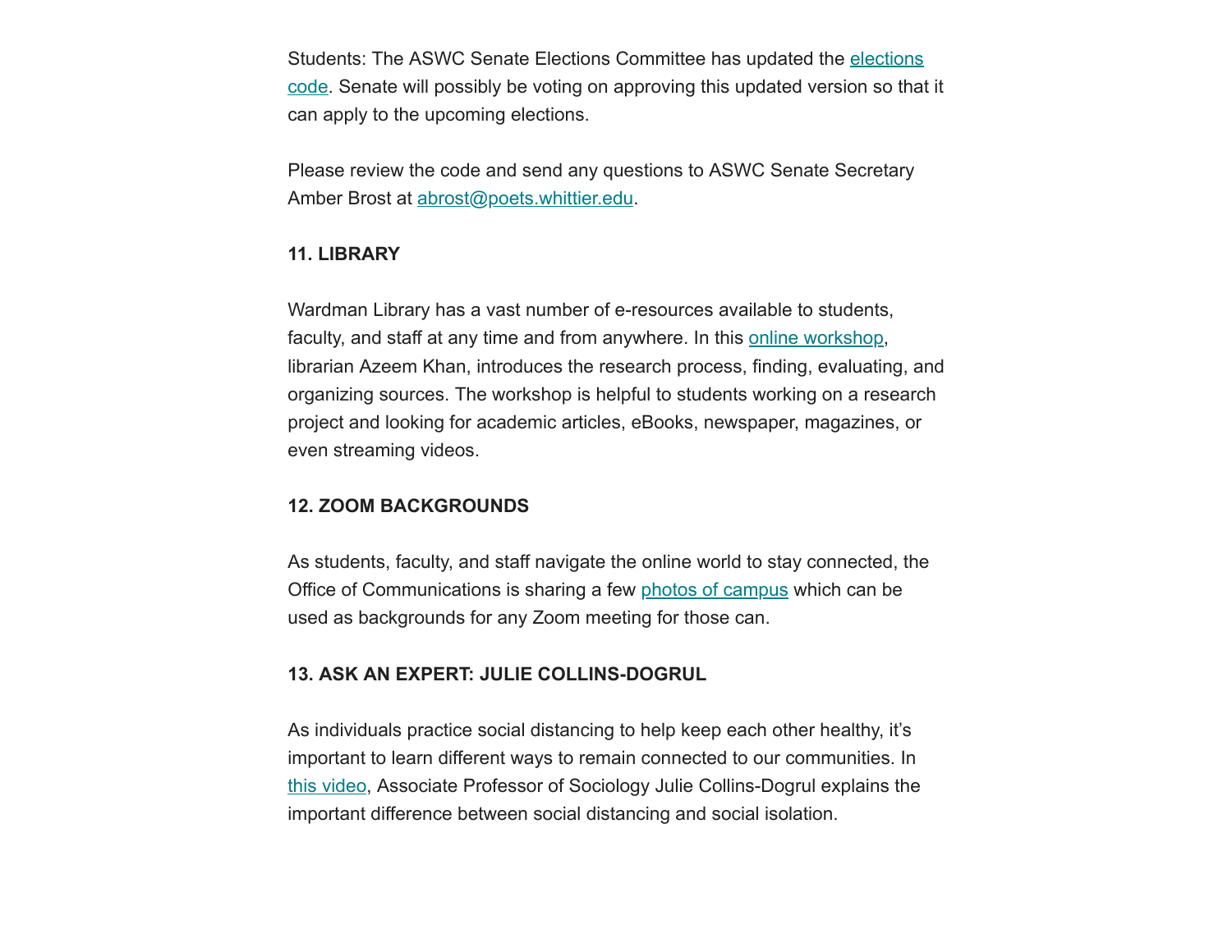Students: The ASWC Senate Elections Committee has updated the elections code. Senate will possibly be voting on approving this updated version so that it can apply to the upcoming elections.

Please review the code and send any questions to ASWC Senate Secretary Amber Brost at abrost@poets.whittier.edu.

**11. LIBRARY**

Wardman Library has a vast number of e-resources available to students, faculty, and staff at any time and from anywhere. In this online workshop, librarian Azeem Khan, introduces the research process, finding, evaluating, and organizing sources. The workshop is helpful to students working on a research project and looking for academic articles, eBooks, newspaper, magazines, or even streaming videos.

**12. ZOOM BACKGROUNDS**

As students, faculty, and staff navigate the online world to stay connected, the Office of Communications is sharing a few photos of campus which can be used as backgrounds for any Zoom meeting for those can.

**13. ASK AN EXPERT: JULIE COLLINS-DOGRUL**

As individuals practice social distancing to help keep each other healthy, it's important to learn different ways to remain connected to our communities. In this video, Associate Professor of Sociology Julie Collins-Dogrul explains the important difference between social distancing and social isolation.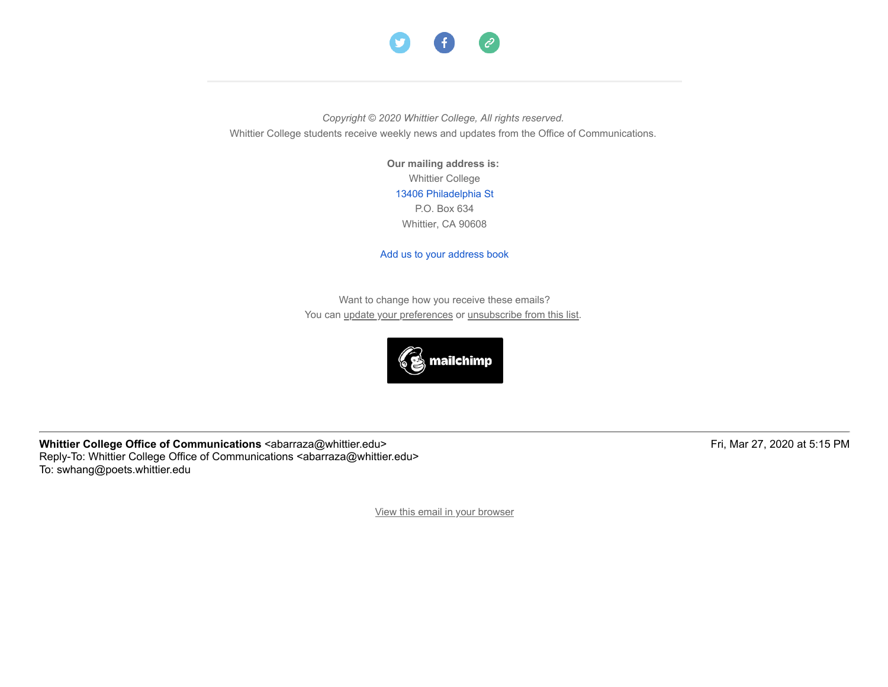*Copyright © 2020 Whittier College, All rights reserved.*
Whittier College students receive weekly news and updates from the Office of Communications.

**Our mailing address is:**
Whittier College
13406 Philadelphia St
P.O. Box 634
Whittier, CA 90608

Add us to your address book

Want to change how you receive these emails?
You can update your preferences or unsubscribe from this list.

mailchimp

---

**Whittier College Office of Communications** <abarraza@whittier.edu> Fri, Mar 27, 2020 at 5:15 PM
Reply-To: Whittier College Office of Communications <abarraza@whittier.edu>
To: swhang@poets.whittier.edu

View this email in your browser